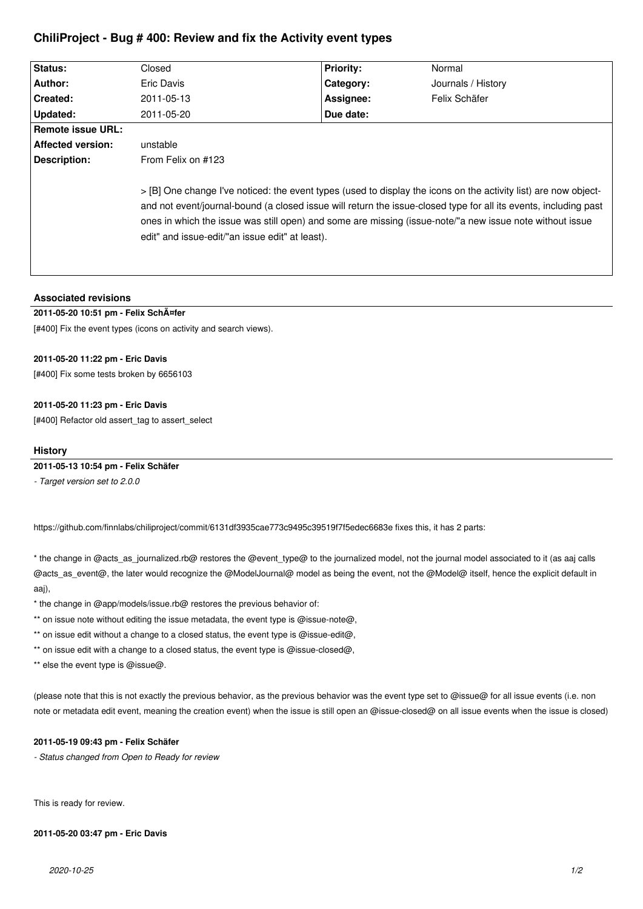# ChiliProject - Bug # 400: Review and fix the Activity event types

| Status: | Closed | Priority: | Normal |
|---|---|---|---|
| Author: | Eric Davis | Category: | Journals / History |
| Created: | 2011-05-13 | Assignee: | Felix Schäfer |
| Updated: | 2011-05-20 | Due date: | |
| Remote issue URL: | | | |
| Affected version: | unstable | | |
| Description: | From Felix on #123<br><br>> [B] One change I've noticed: the event types (used to display the icons on the activity list) are now object- and not event/journal-bound (a closed issue will return the issue-closed type for all its events, including past ones in which the issue was still open) and some are missing (issue-note/"a new issue note without issue edit" and issue-edit/"an issue edit" at least). | | |

### Associated revisions

**2011-05-20 10:51 pm - Felix SchÃ¤fer**

[#400] Fix the event types (icons on activity and search views).

**2011-05-20 11:22 pm - Eric Davis**

[#400] Fix some tests broken by 6656103

**2011-05-20 11:23 pm - Eric Davis**

[#400] Refactor old assert_tag to assert_select

### History

**2011-05-13 10:54 pm - Felix Schäfer**

*- Target version set to 2.0.0*

https://github.com/finnlabs/chiliproject/commit/6131df3935cae773c9495c39519f7f5edec6683e fixes this, it has 2 parts:

* the change in @acts_as_journalized.rb@ restores the @event_type@ to the journalized model, not the journal model associated to it (as aaj calls @acts_as_event@, the later would recognize the @ModelJournal@ model as being the event, not the @Model@ itself, hence the explicit default in aaj),
* the change in @app/models/issue.rb@ restores the previous behavior of:
** on issue note without editing the issue metadata, the event type is @issue-note@,
** on issue edit without a change to a closed status, the event type is @issue-edit@,
** on issue edit with a change to a closed status, the event type is @issue-closed@,
** else the event type is @issue@.

(please note that this is not exactly the previous behavior, as the previous behavior was the event type set to @issue@ for all issue events (i.e. non note or metadata edit event, meaning the creation event) when the issue is still open an @issue-closed@ on all issue events when the issue is closed)

**2011-05-19 09:43 pm - Felix Schäfer**

*- Status changed from Open to Ready for review*

This is ready for review.

**2011-05-20 03:47 pm - Eric Davis**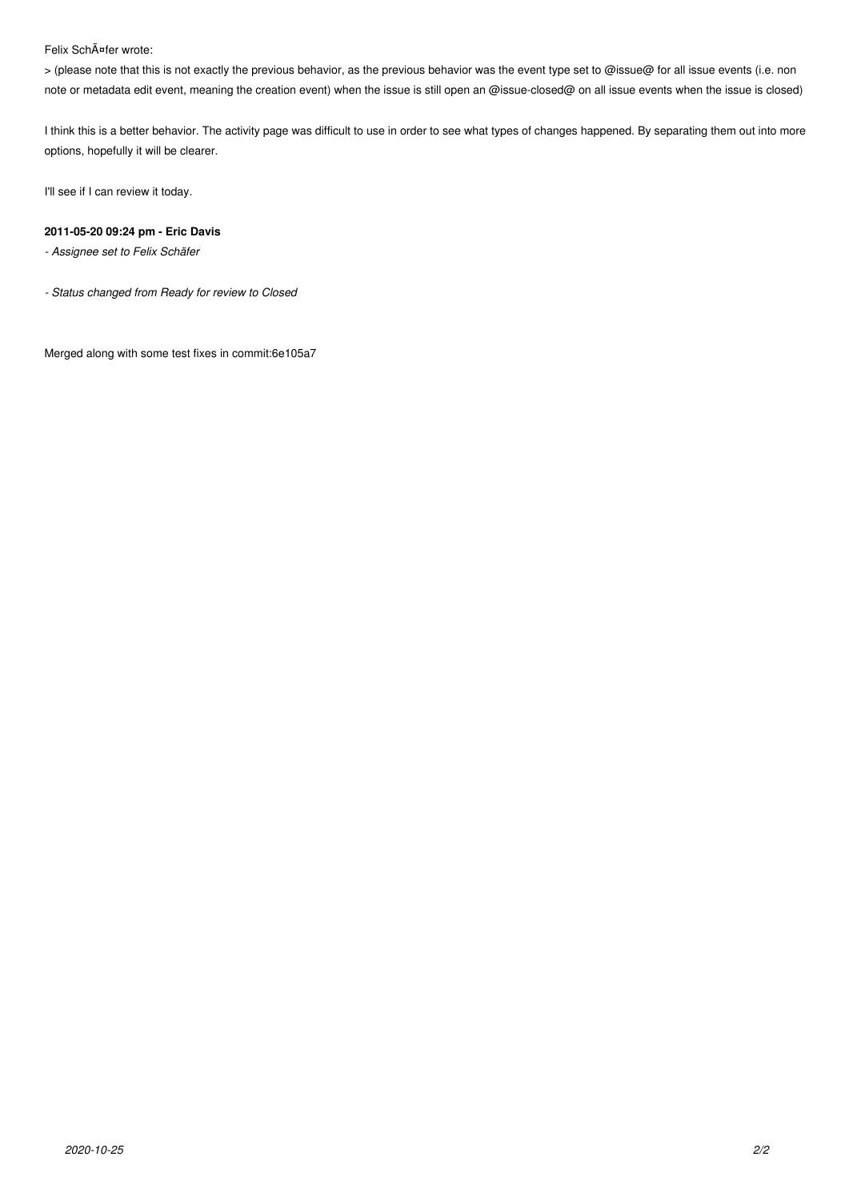Felix SchÃ¤fer wrote:

> (please note that this is not exactly the previous behavior, as the previous behavior was the event type set to @issue@ for all issue events (i.e. non note or metadata edit event, meaning the creation event) when the issue is still open an @issue-closed@ on all issue events when the issue is closed)

I think this is a better behavior. The activity page was difficult to use in order to see what types of changes happened. By separating them out into more options, hopefully it will be clearer.

I'll see if I can review it today.

**2011-05-20 09:24 pm - Eric Davis**

*- Assignee set to Felix Schäfer*

*- Status changed from Ready for review to Closed*

Merged along with some test fixes in commit:6e105a7